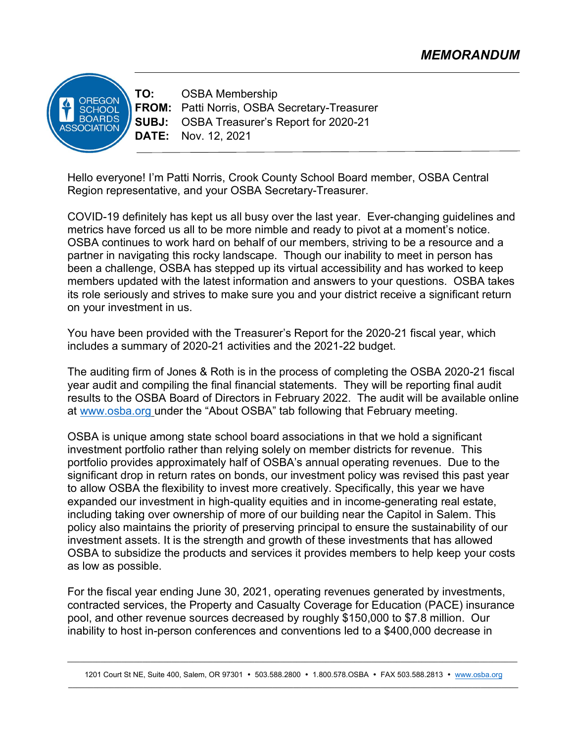# *MEMORANDUM*

**TO:** OSBA Membership
**FROM:** Patti Norris, OSBA Secretary-Treasurer
**SUBJ:** OSBA Treasurer's Report for 2020-21
**DATE:** Nov. 12, 2021

---

Hello everyone! I'm Patti Norris, Crook County School Board member, OSBA Central Region representative, and your OSBA Secretary-Treasurer.

COVID-19 definitely has kept us all busy over the last year. Ever-changing guidelines and metrics have forced us all to be more nimble and ready to pivot at a moment's notice. OSBA continues to work hard on behalf of our members, striving to be a resource and a partner in navigating this rocky landscape. Though our inability to meet in person has been a challenge, OSBA has stepped up its virtual accessibility and has worked to keep members updated with the latest information and answers to your questions. OSBA takes its role seriously and strives to make sure you and your district receive a significant return on your investment in us.

You have been provided with the Treasurer's Report for the 2020-21 fiscal year, which includes a summary of 2020-21 activities and the 2021-22 budget.

The auditing firm of Jones & Roth is in the process of completing the OSBA 2020-21 fiscal year audit and compiling the final financial statements. They will be reporting final audit results to the OSBA Board of Directors in February 2022. The audit will be available online at [www.osba.org](http://www.osba.org) under the "About OSBA" tab following that February meeting.

OSBA is unique among state school board associations in that we hold a significant investment portfolio rather than relying solely on member districts for revenue. This portfolio provides approximately half of OSBA's annual operating revenues. Due to the significant drop in return rates on bonds, our investment policy was revised this past year to allow OSBA the flexibility to invest more creatively. Specifically, this year we have expanded our investment in high-quality equities and in income-generating real estate, including taking over ownership of more of our building near the Capitol in Salem. This policy also maintains the priority of preserving principal to ensure the sustainability of our investment assets. It is the strength and growth of these investments that has allowed OSBA to subsidize the products and services it provides members to help keep your costs as low as possible.

For the fiscal year ending June 30, 2021, operating revenues generated by investments, contracted services, the Property and Casualty Coverage for Education (PACE) insurance pool, and other revenue sources decreased by roughly $150,000 to $7.8 million. Our inability to host in-person conferences and conventions led to a $400,000 decrease in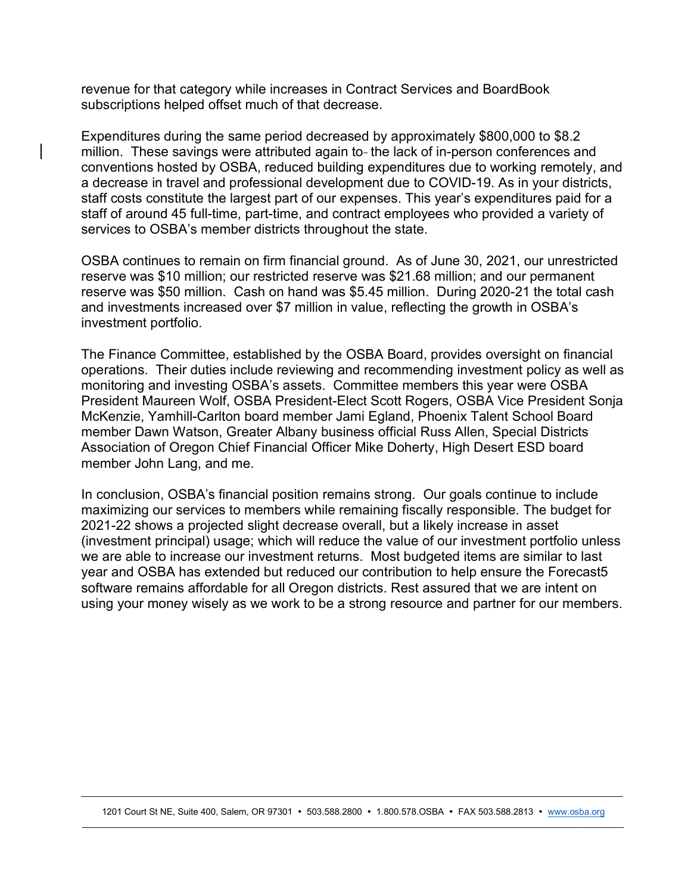revenue for that category while increases in Contract Services and BoardBook subscriptions helped offset much of that decrease.

Expenditures during the same period decreased by approximately $800,000 to $8.2 million. These savings were attributed again to- the lack of in-person conferences and conventions hosted by OSBA, reduced building expenditures due to working remotely, and a decrease in travel and professional development due to COVID-19. As in your districts, staff costs constitute the largest part of our expenses. This year's expenditures paid for a staff of around 45 full-time, part-time, and contract employees who provided a variety of services to OSBA's member districts throughout the state.

OSBA continues to remain on firm financial ground. As of June 30, 2021, our unrestricted reserve was $10 million; our restricted reserve was $21.68 million; and our permanent reserve was $50 million. Cash on hand was $5.45 million. During 2020-21 the total cash and investments increased over $7 million in value, reflecting the growth in OSBA's investment portfolio.

The Finance Committee, established by the OSBA Board, provides oversight on financial operations. Their duties include reviewing and recommending investment policy as well as monitoring and investing OSBA's assets. Committee members this year were OSBA President Maureen Wolf, OSBA President-Elect Scott Rogers, OSBA Vice President Sonja McKenzie, Yamhill-Carlton board member Jami Egland, Phoenix Talent School Board member Dawn Watson, Greater Albany business official Russ Allen, Special Districts Association of Oregon Chief Financial Officer Mike Doherty, High Desert ESD board member John Lang, and me.

In conclusion, OSBA's financial position remains strong. Our goals continue to include maximizing our services to members while remaining fiscally responsible. The budget for 2021-22 shows a projected slight decrease overall, but a likely increase in asset (investment principal) usage; which will reduce the value of our investment portfolio unless we are able to increase our investment returns. Most budgeted items are similar to last year and OSBA has extended but reduced our contribution to help ensure the Forecast5 software remains affordable for all Oregon districts. Rest assured that we are intent on using your money wisely as we work to be a strong resource and partner for our members.

1201 Court St NE, Suite 400, Salem, OR 97301 • 503.588.2800 • 1.800.578.OSBA • FAX 503.588.2813 • www.osba.org